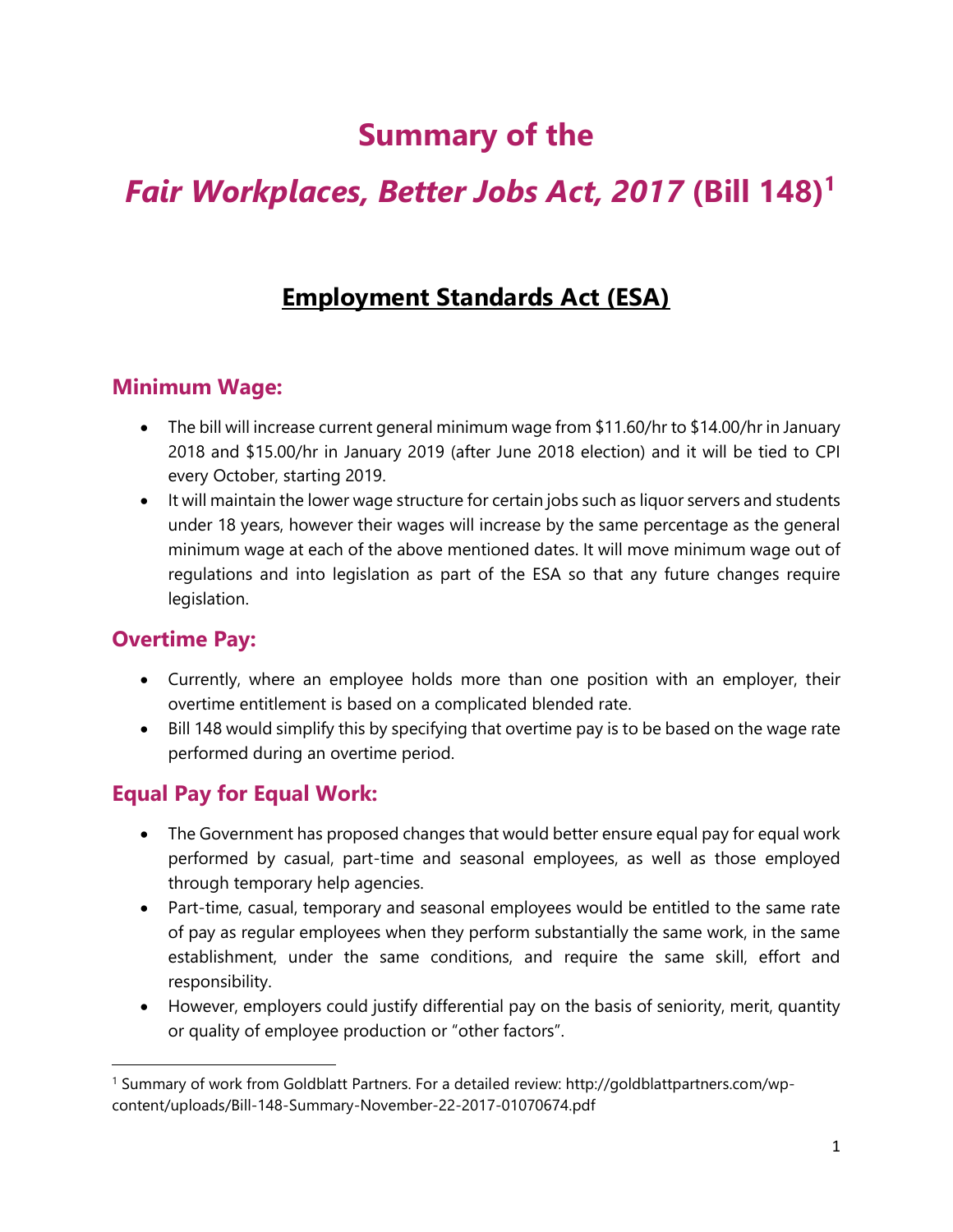# Summary of the

# *Fair Workplaces, Better Jobs Act, 2017* (Bill 148)[1]

## Employment Standards Act (ESA)

### Minimum Wage:

- The bill will increase current general minimum wage from $11.60/hr to $14.00/hr in January 2018 and $15.00/hr in January 2019 (after June 2018 election) and it will be tied to CPI every October, starting 2019.
- It will maintain the lower wage structure for certain jobs such as liquor servers and students under 18 years, however their wages will increase by the same percentage as the general minimum wage at each of the above mentioned dates. It will move minimum wage out of regulations and into legislation as part of the ESA so that any future changes require legislation.

### Overtime Pay:

- Currently, where an employee holds more than one position with an employer, their overtime entitlement is based on a complicated blended rate.
- Bill 148 would simplify this by specifying that overtime pay is to be based on the wage rate performed during an overtime period.

### Equal Pay for Equal Work:

- The Government has proposed changes that would better ensure equal pay for equal work performed by casual, part-time and seasonal employees, as well as those employed through temporary help agencies.
- Part-time, casual, temporary and seasonal employees would be entitled to the same rate of pay as regular employees when they perform substantially the same work, in the same establishment, under the same conditions, and require the same skill, effort and responsibility.
- However, employers could justify differential pay on the basis of seniority, merit, quantity or quality of employee production or "other factors".

---

[1] Summary of work from Goldblatt Partners. For a detailed review: http://goldblattpartners.com/wp-content/uploads/Bill-148-Summary-November-22-2017-01070674.pdf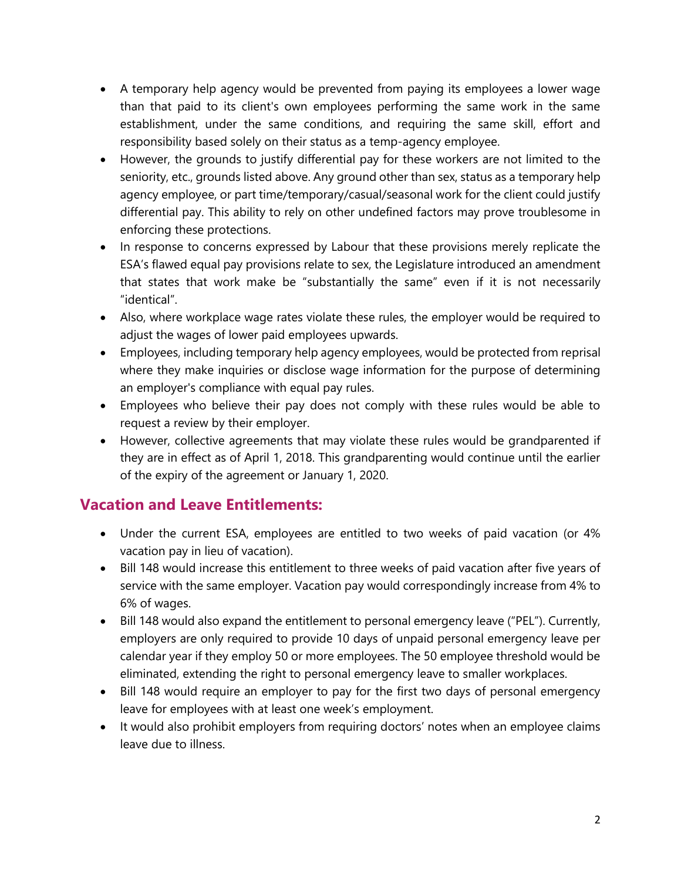- A temporary help agency would be prevented from paying its employees a lower wage than that paid to its client's own employees performing the same work in the same establishment, under the same conditions, and requiring the same skill, effort and responsibility based solely on their status as a temp-agency employee.
- However, the grounds to justify differential pay for these workers are not limited to the seniority, etc., grounds listed above. Any ground other than sex, status as a temporary help agency employee, or part time/temporary/casual/seasonal work for the client could justify differential pay. This ability to rely on other undefined factors may prove troublesome in enforcing these protections.
- In response to concerns expressed by Labour that these provisions merely replicate the ESA's flawed equal pay provisions relate to sex, the Legislature introduced an amendment that states that work make be "substantially the same" even if it is not necessarily "identical".
- Also, where workplace wage rates violate these rules, the employer would be required to adjust the wages of lower paid employees upwards.
- Employees, including temporary help agency employees, would be protected from reprisal where they make inquiries or disclose wage information for the purpose of determining an employer's compliance with equal pay rules.
- Employees who believe their pay does not comply with these rules would be able to request a review by their employer.
- However, collective agreements that may violate these rules would be grandparented if they are in effect as of April 1, 2018. This grandparenting would continue until the earlier of the expiry of the agreement or January 1, 2020.

## Vacation and Leave Entitlements:

- Under the current ESA, employees are entitled to two weeks of paid vacation (or 4% vacation pay in lieu of vacation).
- Bill 148 would increase this entitlement to three weeks of paid vacation after five years of service with the same employer. Vacation pay would correspondingly increase from 4% to 6% of wages.
- Bill 148 would also expand the entitlement to personal emergency leave ("PEL"). Currently, employers are only required to provide 10 days of unpaid personal emergency leave per calendar year if they employ 50 or more employees. The 50 employee threshold would be eliminated, extending the right to personal emergency leave to smaller workplaces.
- Bill 148 would require an employer to pay for the first two days of personal emergency leave for employees with at least one week's employment.
- It would also prohibit employers from requiring doctors' notes when an employee claims leave due to illness.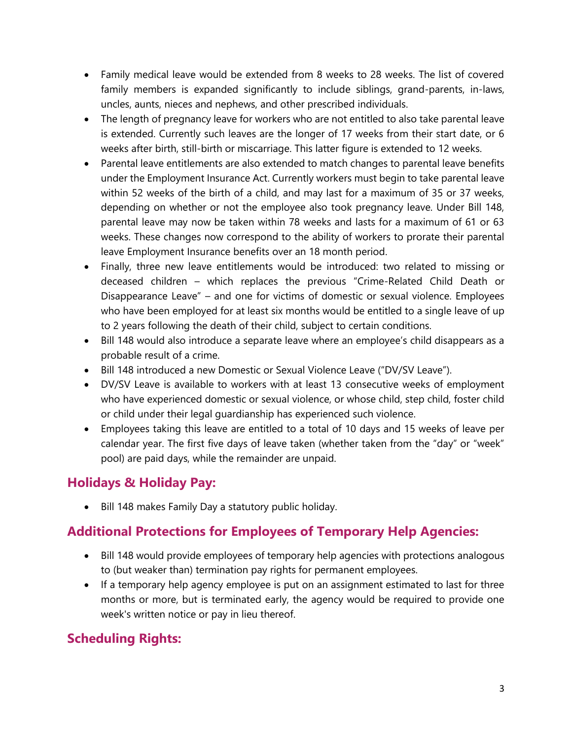- Family medical leave would be extended from 8 weeks to 28 weeks. The list of covered family members is expanded significantly to include siblings, grand-parents, in-laws, uncles, aunts, nieces and nephews, and other prescribed individuals.
- The length of pregnancy leave for workers who are not entitled to also take parental leave is extended. Currently such leaves are the longer of 17 weeks from their start date, or 6 weeks after birth, still-birth or miscarriage. This latter figure is extended to 12 weeks.
- Parental leave entitlements are also extended to match changes to parental leave benefits under the Employment Insurance Act. Currently workers must begin to take parental leave within 52 weeks of the birth of a child, and may last for a maximum of 35 or 37 weeks, depending on whether or not the employee also took pregnancy leave. Under Bill 148, parental leave may now be taken within 78 weeks and lasts for a maximum of 61 or 63 weeks. These changes now correspond to the ability of workers to prorate their parental leave Employment Insurance benefits over an 18 month period.
- Finally, three new leave entitlements would be introduced: two related to missing or deceased children – which replaces the previous "Crime-Related Child Death or Disappearance Leave" – and one for victims of domestic or sexual violence. Employees who have been employed for at least six months would be entitled to a single leave of up to 2 years following the death of their child, subject to certain conditions.
- Bill 148 would also introduce a separate leave where an employee's child disappears as a probable result of a crime.
- Bill 148 introduced a new Domestic or Sexual Violence Leave ("DV/SV Leave").
- DV/SV Leave is available to workers with at least 13 consecutive weeks of employment who have experienced domestic or sexual violence, or whose child, step child, foster child or child under their legal guardianship has experienced such violence.
- Employees taking this leave are entitled to a total of 10 days and 15 weeks of leave per calendar year. The first five days of leave taken (whether taken from the "day" or "week" pool) are paid days, while the remainder are unpaid.

## Holidays & Holiday Pay:

- Bill 148 makes Family Day a statutory public holiday.

## Additional Protections for Employees of Temporary Help Agencies:

- Bill 148 would provide employees of temporary help agencies with protections analogous to (but weaker than) termination pay rights for permanent employees.
- If a temporary help agency employee is put on an assignment estimated to last for three months or more, but is terminated early, the agency would be required to provide one week's written notice or pay in lieu thereof.

## Scheduling Rights: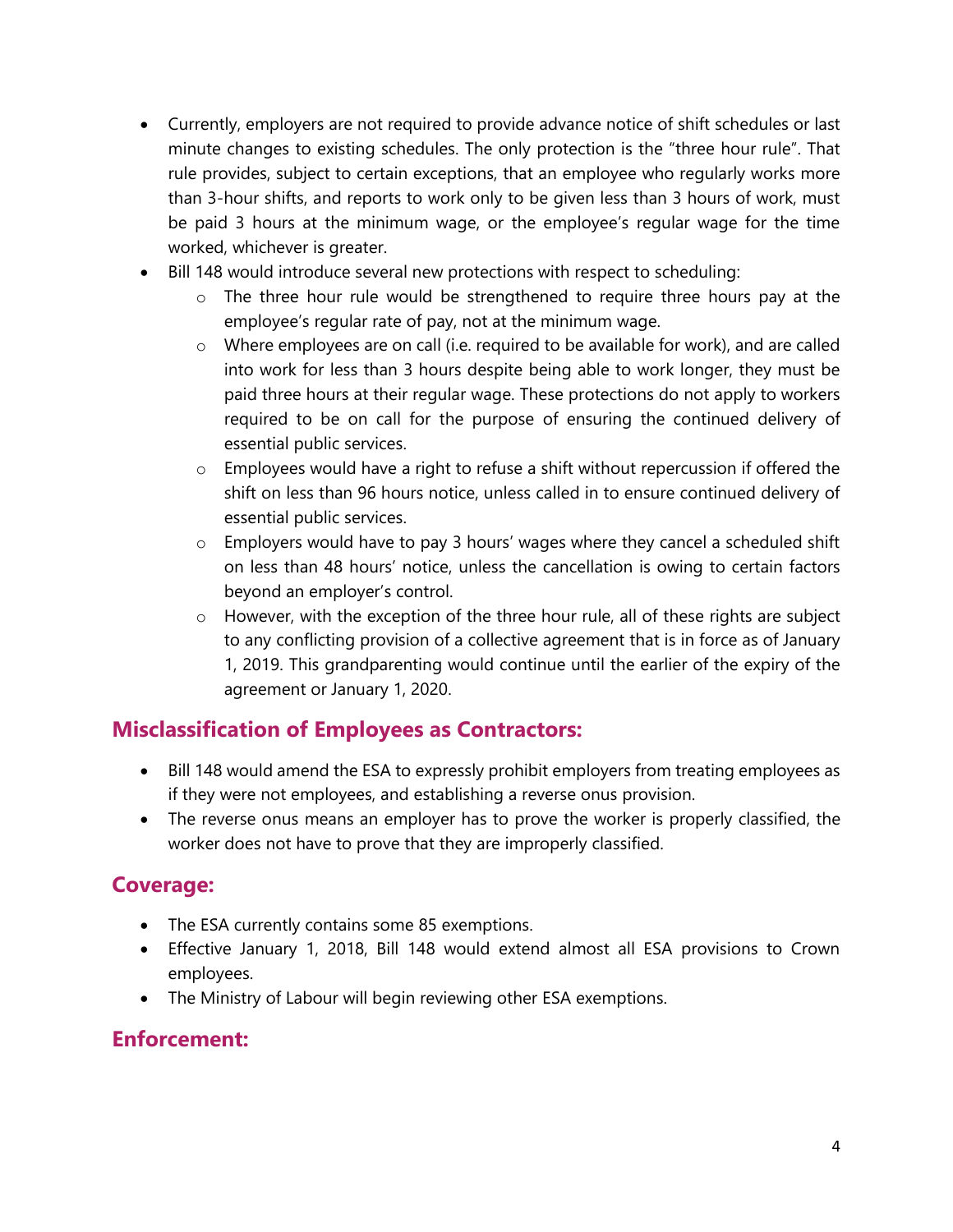- Currently, employers are not required to provide advance notice of shift schedules or last minute changes to existing schedules. The only protection is the "three hour rule". That rule provides, subject to certain exceptions, that an employee who regularly works more than 3-hour shifts, and reports to work only to be given less than 3 hours of work, must be paid 3 hours at the minimum wage, or the employee's regular wage for the time worked, whichever is greater.
- Bill 148 would introduce several new protections with respect to scheduling:
  - The three hour rule would be strengthened to require three hours pay at the employee's regular rate of pay, not at the minimum wage.
  - Where employees are on call (i.e. required to be available for work), and are called into work for less than 3 hours despite being able to work longer, they must be paid three hours at their regular wage. These protections do not apply to workers required to be on call for the purpose of ensuring the continued delivery of essential public services.
  - Employees would have a right to refuse a shift without repercussion if offered the shift on less than 96 hours notice, unless called in to ensure continued delivery of essential public services.
  - Employers would have to pay 3 hours' wages where they cancel a scheduled shift on less than 48 hours' notice, unless the cancellation is owing to certain factors beyond an employer's control.
  - However, with the exception of the three hour rule, all of these rights are subject to any conflicting provision of a collective agreement that is in force as of January 1, 2019. This grandparenting would continue until the earlier of the expiry of the agreement or January 1, 2020.

## Misclassification of Employees as Contractors:

- Bill 148 would amend the ESA to expressly prohibit employers from treating employees as if they were not employees, and establishing a reverse onus provision.
- The reverse onus means an employer has to prove the worker is properly classified, the worker does not have to prove that they are improperly classified.

## Coverage:

- The ESA currently contains some 85 exemptions.
- Effective January 1, 2018, Bill 148 would extend almost all ESA provisions to Crown employees.
- The Ministry of Labour will begin reviewing other ESA exemptions.

## Enforcement: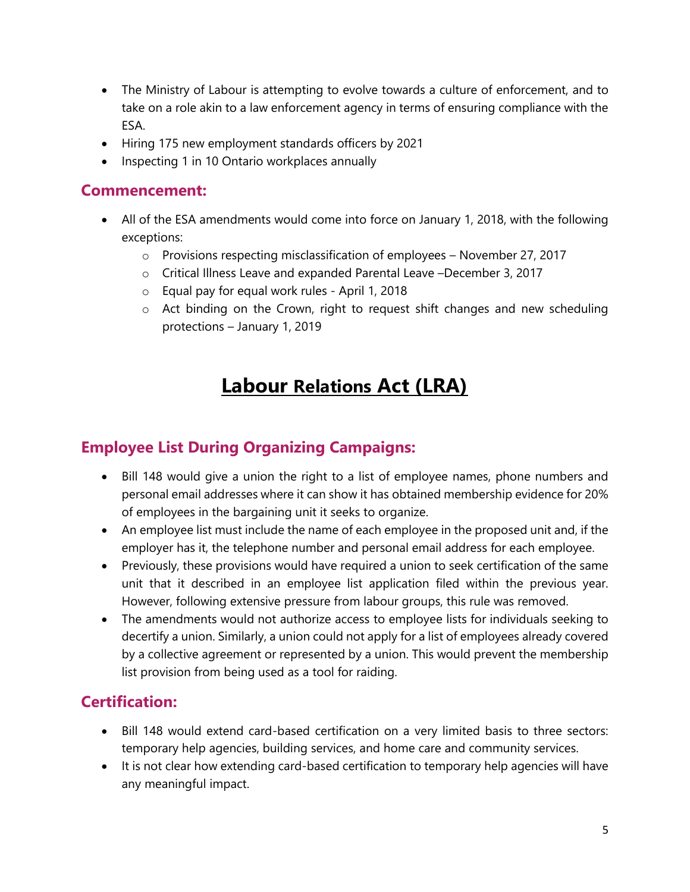- The Ministry of Labour is attempting to evolve towards a culture of enforcement, and to take on a role akin to a law enforcement agency in terms of ensuring compliance with the ESA.
- Hiring 175 new employment standards officers by 2021
- Inspecting 1 in 10 Ontario workplaces annually

### Commencement:

- All of the ESA amendments would come into force on January 1, 2018, with the following exceptions:
  - Provisions respecting misclassification of employees – November 27, 2017
  - Critical Illness Leave and expanded Parental Leave –December 3, 2017
  - Equal pay for equal work rules - April 1, 2018
  - Act binding on the Crown, right to request shift changes and new scheduling protections – January 1, 2019

## Labour Relations Act (LRA)

### Employee List During Organizing Campaigns:

- Bill 148 would give a union the right to a list of employee names, phone numbers and personal email addresses where it can show it has obtained membership evidence for 20% of employees in the bargaining unit it seeks to organize.
- An employee list must include the name of each employee in the proposed unit and, if the employer has it, the telephone number and personal email address for each employee.
- Previously, these provisions would have required a union to seek certification of the same unit that it described in an employee list application filed within the previous year. However, following extensive pressure from labour groups, this rule was removed.
- The amendments would not authorize access to employee lists for individuals seeking to decertify a union. Similarly, a union could not apply for a list of employees already covered by a collective agreement or represented by a union. This would prevent the membership list provision from being used as a tool for raiding.

### Certification:

- Bill 148 would extend card-based certification on a very limited basis to three sectors: temporary help agencies, building services, and home care and community services.
- It is not clear how extending card-based certification to temporary help agencies will have any meaningful impact.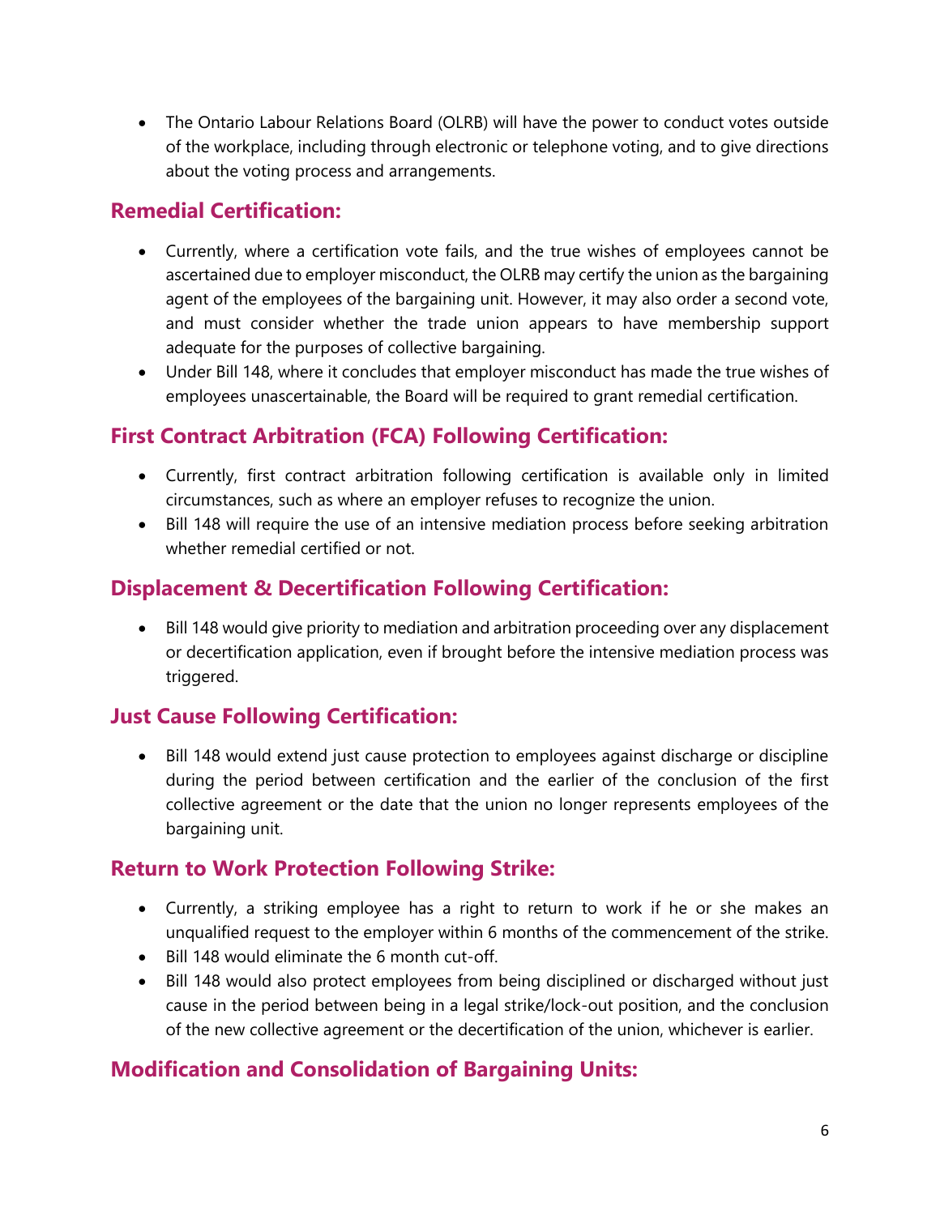- The Ontario Labour Relations Board (OLRB) will have the power to conduct votes outside of the workplace, including through electronic or telephone voting, and to give directions about the voting process and arrangements.

## Remedial Certification:

- Currently, where a certification vote fails, and the true wishes of employees cannot be ascertained due to employer misconduct, the OLRB may certify the union as the bargaining agent of the employees of the bargaining unit. However, it may also order a second vote, and must consider whether the trade union appears to have membership support adequate for the purposes of collective bargaining.
- Under Bill 148, where it concludes that employer misconduct has made the true wishes of employees unascertainable, the Board will be required to grant remedial certification.

## First Contract Arbitration (FCA) Following Certification:

- Currently, first contract arbitration following certification is available only in limited circumstances, such as where an employer refuses to recognize the union.
- Bill 148 will require the use of an intensive mediation process before seeking arbitration whether remedial certified or not.

## Displacement & Decertification Following Certification:

- Bill 148 would give priority to mediation and arbitration proceeding over any displacement or decertification application, even if brought before the intensive mediation process was triggered.

## Just Cause Following Certification:

- Bill 148 would extend just cause protection to employees against discharge or discipline during the period between certification and the earlier of the conclusion of the first collective agreement or the date that the union no longer represents employees of the bargaining unit.

## Return to Work Protection Following Strike:

- Currently, a striking employee has a right to return to work if he or she makes an unqualified request to the employer within 6 months of the commencement of the strike.
- Bill 148 would eliminate the 6 month cut-off.
- Bill 148 would also protect employees from being disciplined or discharged without just cause in the period between being in a legal strike/lock-out position, and the conclusion of the new collective agreement or the decertification of the union, whichever is earlier.

## Modification and Consolidation of Bargaining Units: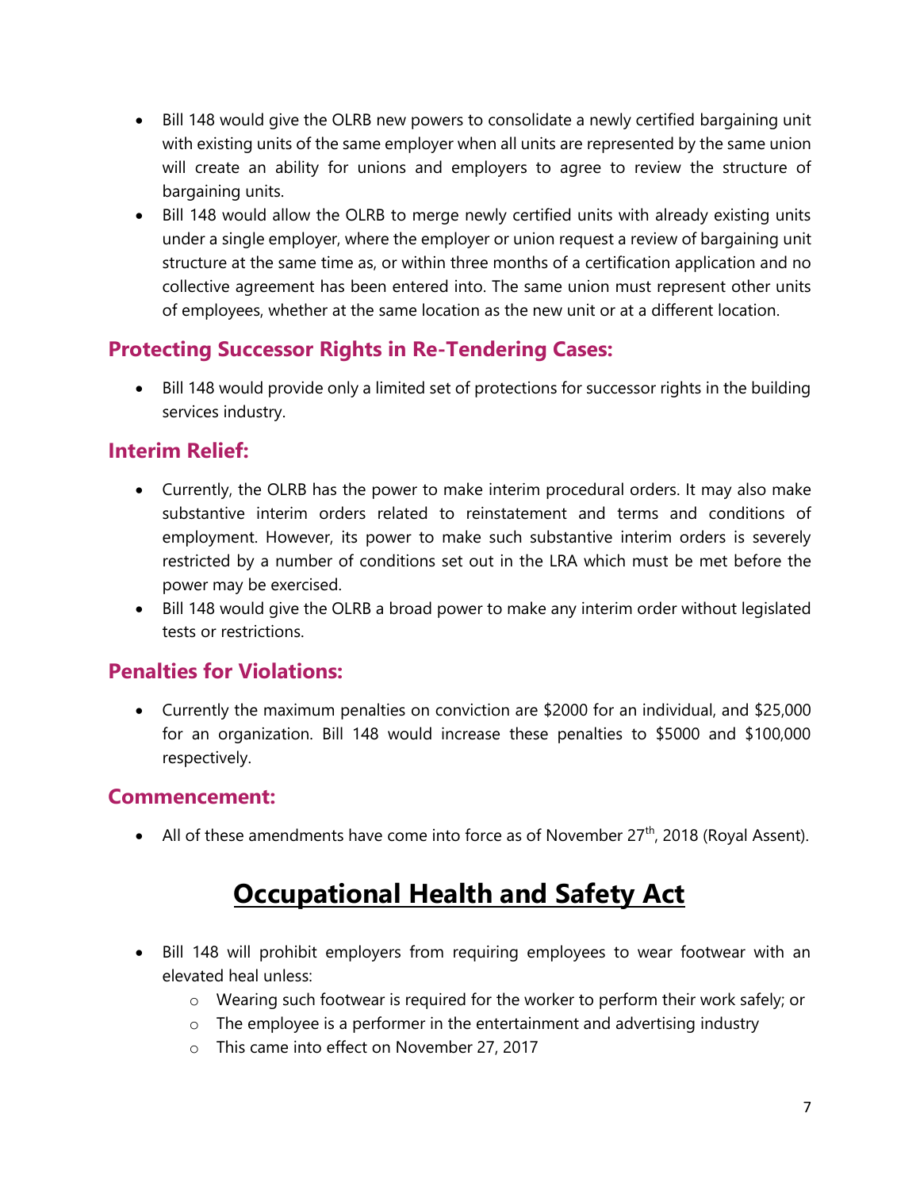- Bill 148 would give the OLRB new powers to consolidate a newly certified bargaining unit with existing units of the same employer when all units are represented by the same union will create an ability for unions and employers to agree to review the structure of bargaining units.
- Bill 148 would allow the OLRB to merge newly certified units with already existing units under a single employer, where the employer or union request a review of bargaining unit structure at the same time as, or within three months of a certification application and no collective agreement has been entered into. The same union must represent other units of employees, whether at the same location as the new unit or at a different location.

### Protecting Successor Rights in Re-Tendering Cases:

- Bill 148 would provide only a limited set of protections for successor rights in the building services industry.

### Interim Relief:

- Currently, the OLRB has the power to make interim procedural orders. It may also make substantive interim orders related to reinstatement and terms and conditions of employment. However, its power to make such substantive interim orders is severely restricted by a number of conditions set out in the LRA which must be met before the power may be exercised.
- Bill 148 would give the OLRB a broad power to make any interim order without legislated tests or restrictions.

### Penalties for Violations:

- Currently the maximum penalties on conviction are $2000 for an individual, and $25,000 for an organization. Bill 148 would increase these penalties to $5000 and $100,000 respectively.

### Commencement:

- All of these amendments have come into force as of November 27th, 2018 (Royal Assent).

## Occupational Health and Safety Act

- Bill 148 will prohibit employers from requiring employees to wear footwear with an elevated heal unless:
  - Wearing such footwear is required for the worker to perform their work safely; or
  - The employee is a performer in the entertainment and advertising industry
  - This came into effect on November 27, 2017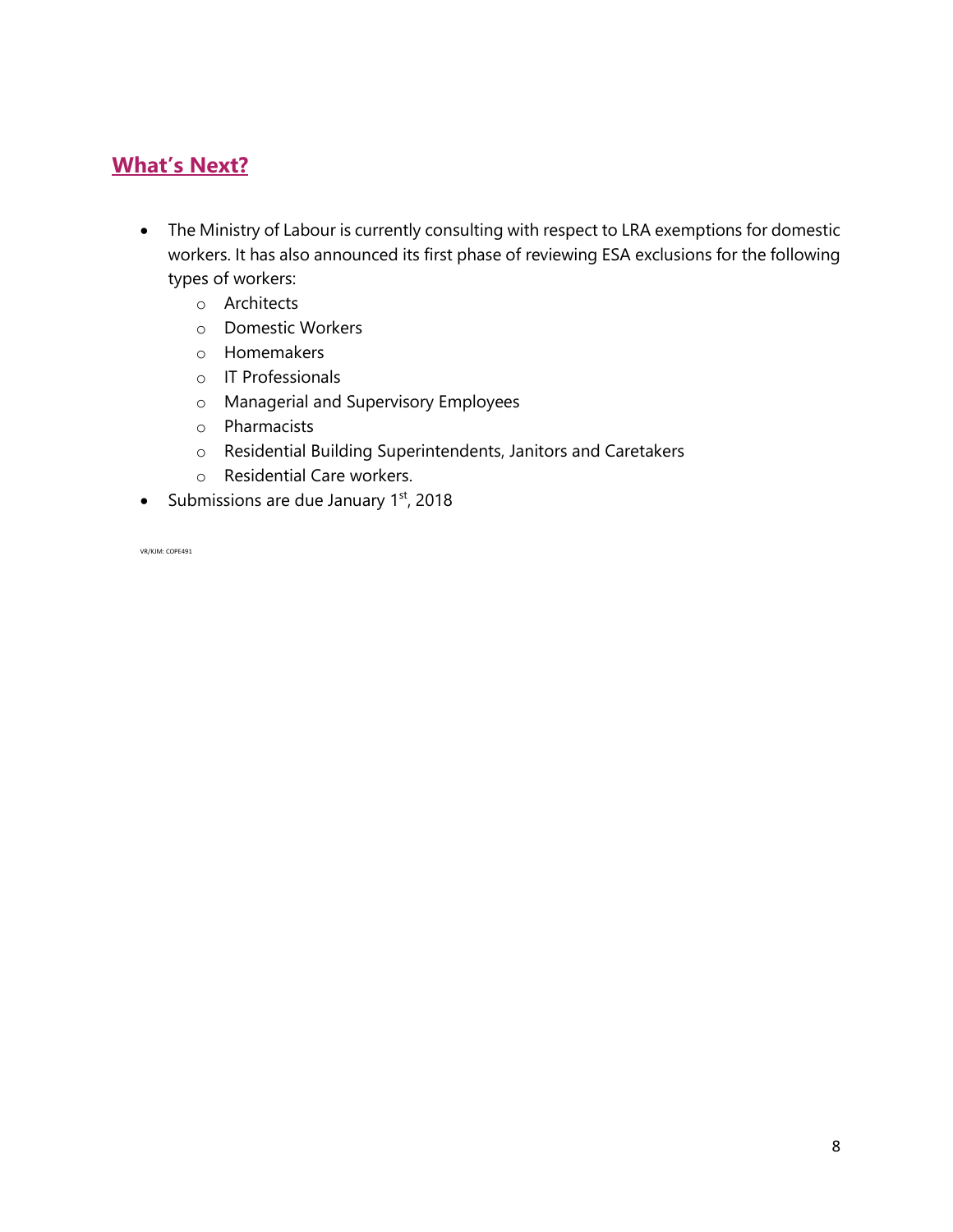## **What's Next?**

- The Ministry of Labour is currently consulting with respect to LRA exemptions for domestic workers. It has also announced its first phase of reviewing ESA exclusions for the following types of workers:
  - Architects
  - Domestic Workers
  - Homemakers
  - IT Professionals
  - Managerial and Supervisory Employees
  - Pharmacists
  - Residential Building Superintendents, Janitors and Caretakers
  - Residential Care workers.
- Submissions are due January 1st, 2018

VR/KJM: COPE491